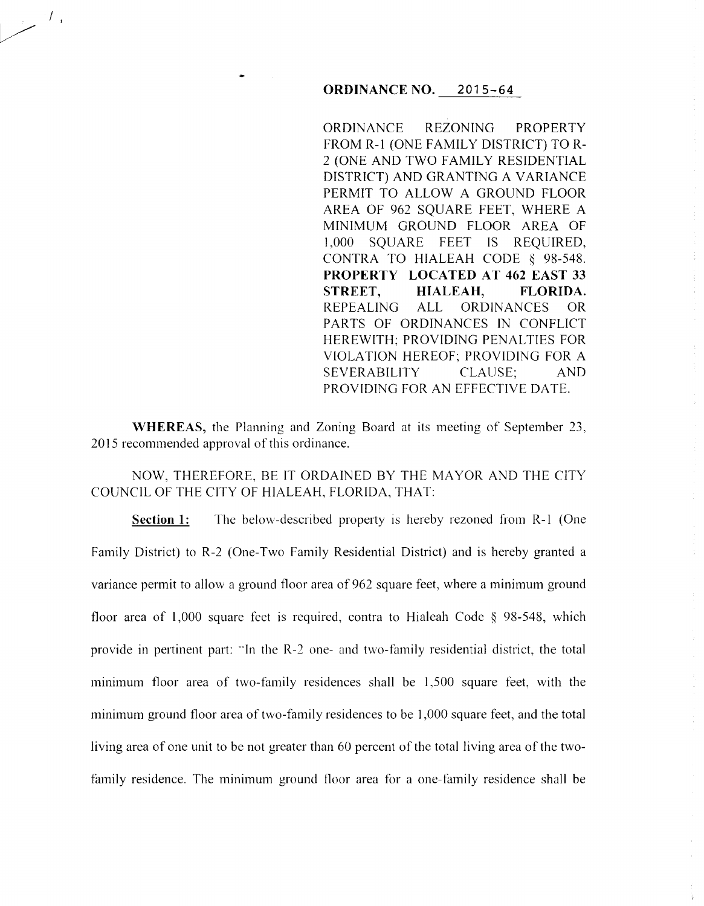**ORDINANCE NO. 2015-64**

ORDINANCE REZONING PROPERTY FROM R-1 (ONE FAMILY DISTRICT) TO R-2 (ONE AND TWO FAMILY RESIDENTIAL DISTRICT) AND GRANTING A VARIANCE PERMIT TO ALLOW A GROUND FLOOR AREA OF 962 SQUARE FEET, WHERE A MINIMUM GROUND FLOOR AREA OF 1,000 SQUARE FEET IS REQUIRED, CONTRA TO HIALEAH CODE § 98-548. **PROPERTY LOCATED AT 462 EAST 33 STREET, HIALEAH, FLORIDA.** REPEALING ALL ORDINANCES OR PARTS OF ORDINANCES IN CONFLICT HEREWITH; PROVIDING PENALTIES FOR VIOLATION HEREOF; PROVIDING FOR A SEVERABILITY CLAUSE; AND PROVIDING FOR AN EFFECTIVE DATE.

**WHEREAS,** the Planning and Zoning Board at its meeting of September 23, 2015 recommended approval of this ordinance.

NOW, THEREFORE, BE IT ORDAINED BY THE MAYOR AND THE CITY COUNCIL OF THE CITY OF HIALEAH, FLORIDA, THAT:

**Section 1:** The below-described property is hereby rezoned from R-1 (One Family District) to R-2 (One-Two Family Residential District) and is hereby granted a variance permit to allow a ground floor area of 962 square feet, where a minimum ground floor area of 1,000 square feet is required, contra to Hialeah Code § 98-548, which provide in pertinent part: "In the R-2 one- and two-family residential district, the total minimum floor area of two-family residences shall be 1,500 square feet, with the minimum ground floor area of two-family residences to be 1,000 square feet, and the total living area of one unit to be not greater than 60 percent of the total living area of the two-family residence. The minimum ground floor area for a one-family residence shall be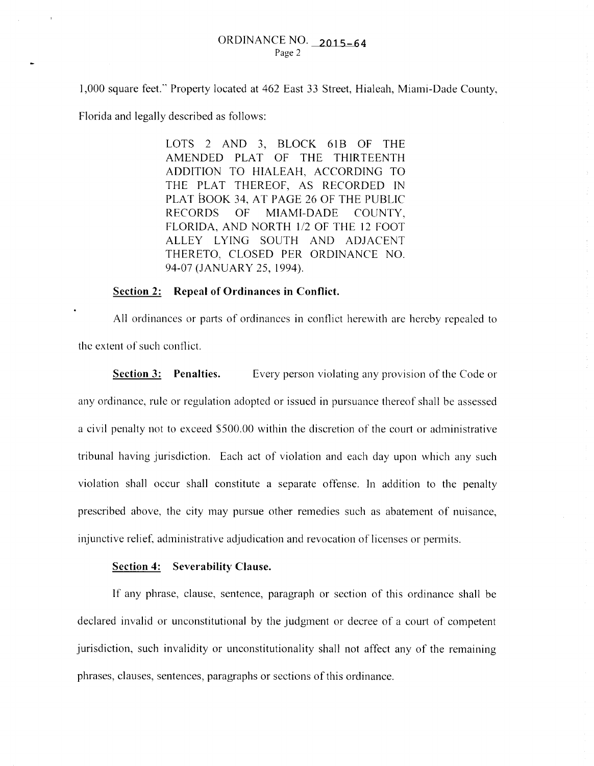1,000 square feet." Property located at 462 East 33 Street, Hialeah, Miami-Dade County, Florida and legally described as follows:

> LOTS 2 AND 3, BLOCK 61B OF THE AMENDED PLAT OF THE THIRTEENTH ADDITION TO HIALEAH, ACCORDING TO THE PLAT THEREOF, AS RECORDED IN PLAT BOOK 34, AT PAGE 26 OF THE PUBLIC RECORDS OF MIAMI-DADE COUNTY, FLORIDA, AND NORTH 1/2 OF THE 12 FOOT ALLEY LYING SOUTH AND ADJACENT THERETO, CLOSED PER ORDINANCE NO. 94-07 (JANUARY 25, 1994).

**Section 2: Repeal of Ordinances in Conflict.**

All ordinances or parts of ordinances in conflict herewith are hereby repealed to the extent of such conflict.

**Section 3: Penalties.** Every person violating any provision of the Code or any ordinance, rule or regulation adopted or issued in pursuance thereof shall be assessed a civil penalty not to exceed $500.00 within the discretion of the court or administrative tribunal having jurisdiction. Each act of violation and each day upon which any such violation shall occur shall constitute a separate offense. In addition to the penalty prescribed above, the city may pursue other remedies such as abatement of nuisance, injunctive relief, administrative adjudication and revocation of licenses or permits.

**Section 4: Severability Clause.**

If any phrase, clause, sentence, paragraph or section of this ordinance shall be declared invalid or unconstitutional by the judgment or decree of a court of competent jurisdiction, such invalidity or unconstitutionality shall not affect any of the remaining phrases, clauses, sentences, paragraphs or sections of this ordinance.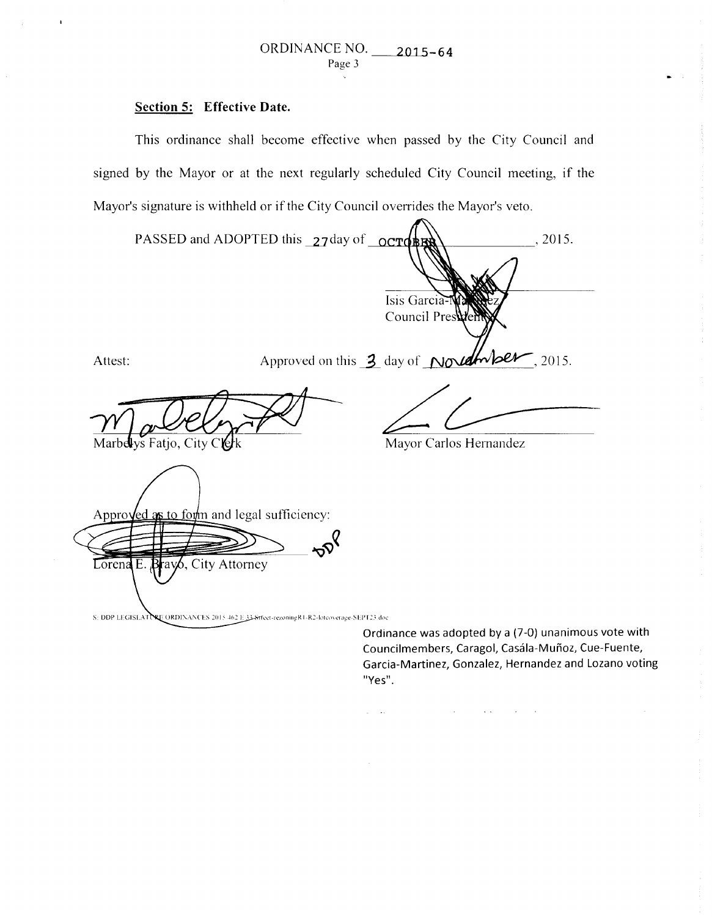ORDINANCE NO. 2015-64

**Section 5: Effective Date.**

This ordinance shall become effective when passed by the City Council and signed by the Mayor or at the next regularly scheduled City Council meeting, if the Mayor's signature is withheld or if the City Council overrides the Mayor's veto.

PASSED and ADOPTED this 27 day of OCTOBER, 2015.

Isis Garcia-Martinez
Council President

Attest:

Approved on this 3 day of November, 2015.

Marbelys Fatjo, City Clerk

Mayor Carlos Hernandez

Approved as to form and legal sufficiency:

Lorena E. Bravo, City Attorney

S: DDP LEGISLATURE ORDINANCES 2015 462 E 33 Street-rezoning R1-R2-lotcoverage-SEPT23.doc

Ordinance was adopted by a (7-0) unanimous vote with Councilmembers, Caragol, Casála-Muñoz, Cue-Fuente, Garcia-Martinez, Gonzalez, Hernandez and Lozano voting "Yes".